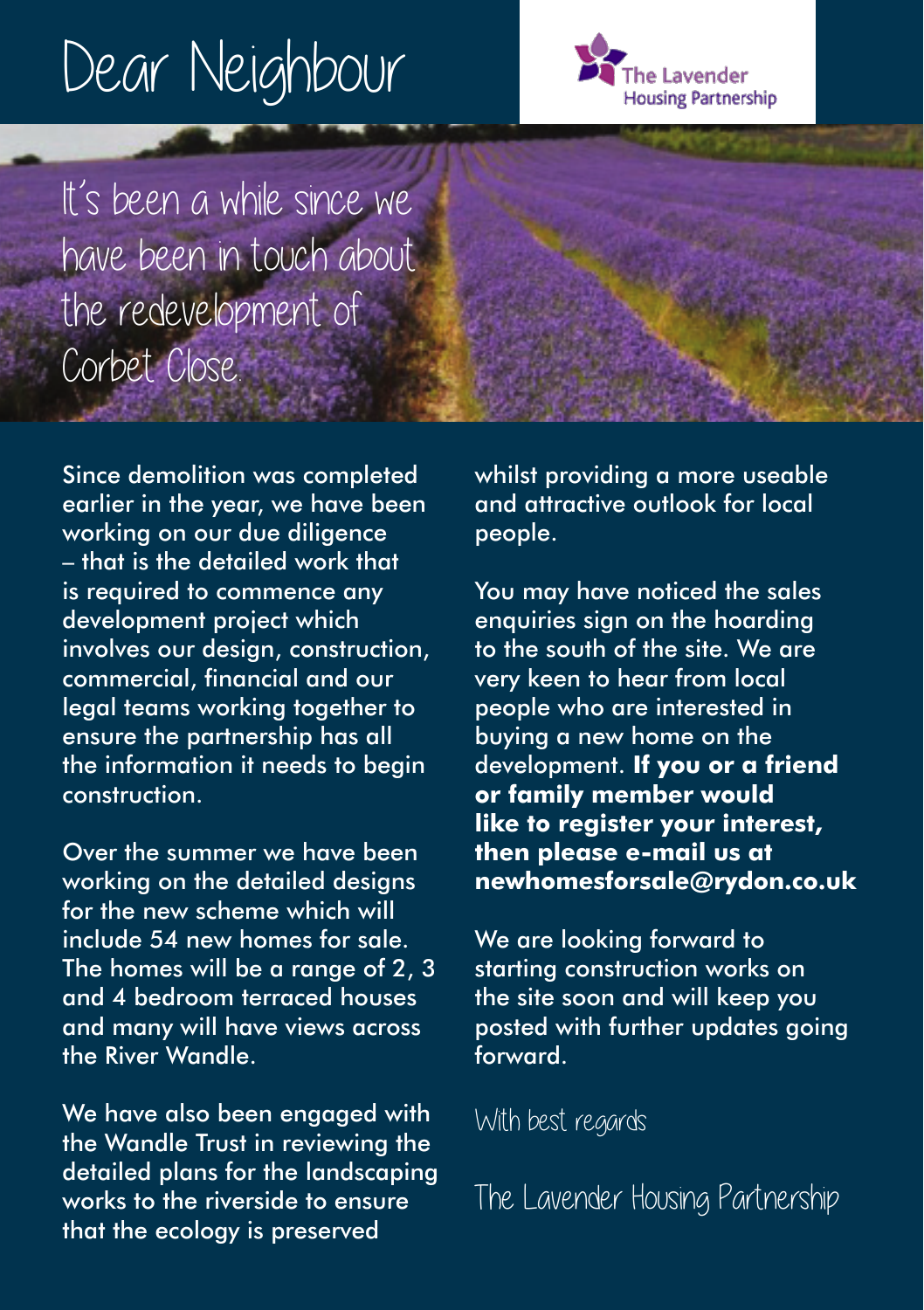# Dear Neighbour

The Lavender Housing Partnership

## It's been a while since we have been in touch about the redevelopment of Corbet Close.

Since demolition was completed earlier in the year, we have been working on our due diligence – that is the detailed work that is required to commence any development project which involves our design, construction, commercial, financial and our legal teams working together to ensure the partnership has all the information it needs to begin construction.

Over the summer we have been working on the detailed designs for the new scheme which will include 54 new homes for sale. The homes will be a range of 2, 3 and 4 bedroom terraced houses and many will have views across the River Wandle.

We have also been engaged with the Wandle Trust in reviewing the detailed plans for the landscaping works to the riverside to ensure that the ecology is preserved whilst providing a more useable and attractive outlook for local people.

You may have noticed the sales enquiries sign on the hoarding to the south of the site. We are very keen to hear from local people who are interested in buying a new home on the development. **If you or a friend or family member would like to register your interest, then please e-mail us at newhomesforsale@rydon.co.uk**

We are looking forward to starting construction works on the site soon and will keep you posted with further updates going forward.

With best regards

The Lavender Housing Partnership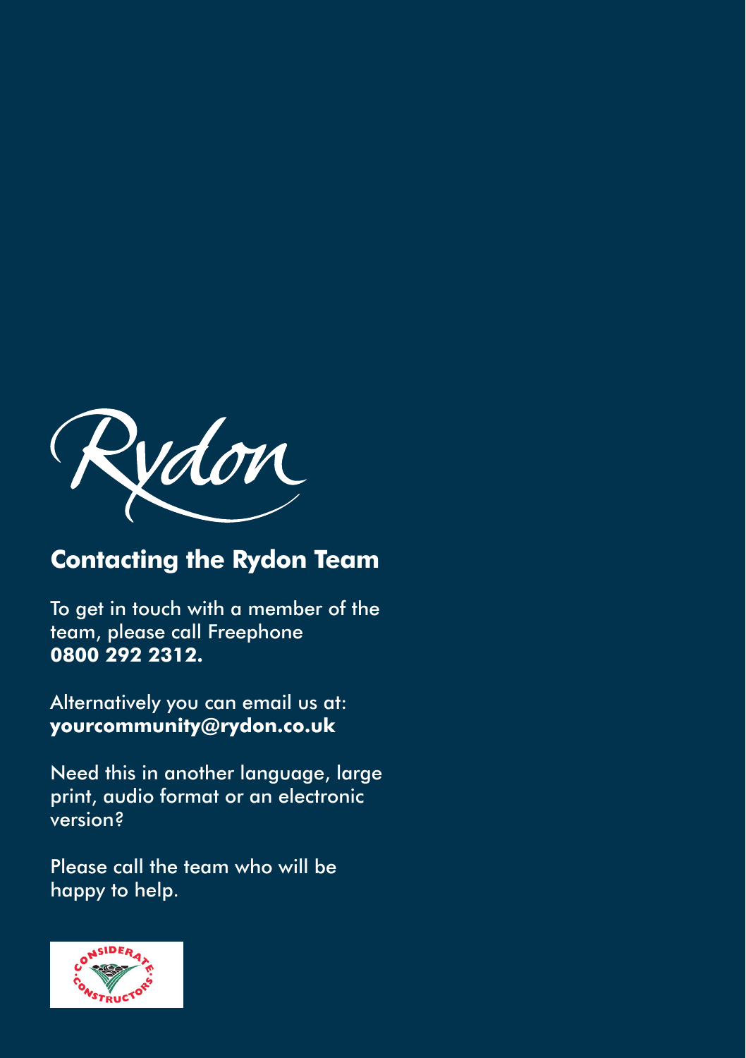Rydon

## Contacting the Rydon Team

To get in touch with a member of the team, please call Freephone **0800 292 2312.**

Alternatively you can email us at: **yourcommunity@rydon.co.uk**

Need this in another language, large print, audio format or an electronic version?

Please call the team who will be happy to help.